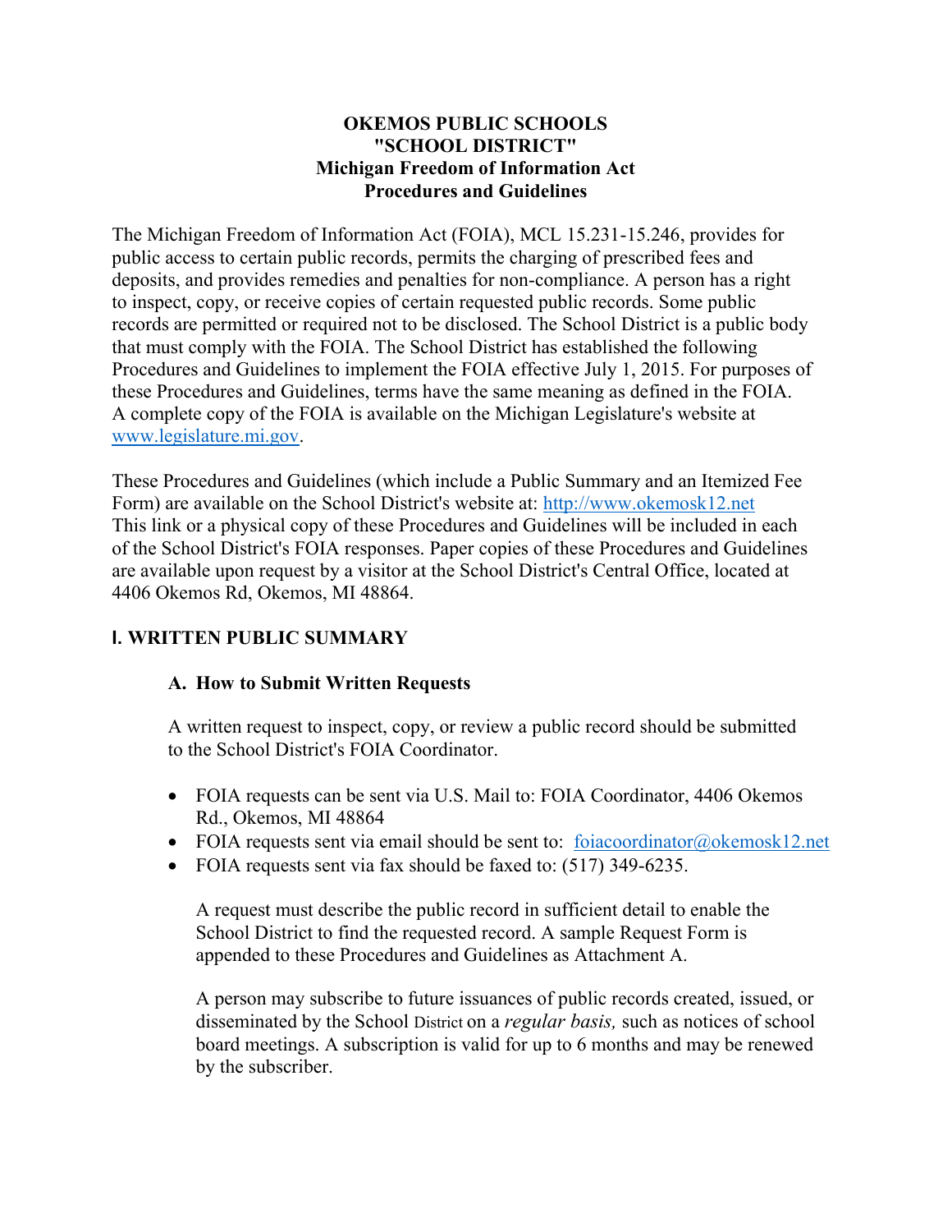# OKEMOS PUBLIC SCHOOLS
# "SCHOOL DISTRICT"
# Michigan Freedom of Information Act
# Procedures and Guidelines

The Michigan Freedom of Information Act (FOIA), MCL 15.231-15.246, provides for public access to certain public records, permits the charging of prescribed fees and deposits, and provides remedies and penalties for non-compliance. A person has a right to inspect, copy, or receive copies of certain requested public records. Some public records are permitted or required not to be disclosed. The School District is a public body that must comply with the FOIA. The School District has established the following Procedures and Guidelines to implement the FOIA effective July 1, 2015. For purposes of these Procedures and Guidelines, terms have the same meaning as defined in the FOIA. A complete copy of the FOIA is available on the Michigan Legislature's website at www.legislature.mi.gov.

These Procedures and Guidelines (which include a Public Summary and an Itemized Fee Form) are available on the School District's website at: http://www.okemosk12.net This link or a physical copy of these Procedures and Guidelines will be included in each of the School District's FOIA responses. Paper copies of these Procedures and Guidelines are available upon request by a visitor at the School District's Central Office, located at 4406 Okemos Rd, Okemos, MI 48864.

## I. WRITTEN PUBLIC SUMMARY

### A. How to Submit Written Requests

A written request to inspect, copy, or review a public record should be submitted to the School District's FOIA Coordinator.

- FOIA requests can be sent via U.S. Mail to: FOIA Coordinator, 4406 Okemos Rd., Okemos, MI 48864
- FOIA requests sent via email should be sent to: foiacoordinator@okemosk12.net
- FOIA requests sent via fax should be faxed to: (517) 349-6235.

A request must describe the public record in sufficient detail to enable the School District to find the requested record. A sample Request Form is appended to these Procedures and Guidelines as Attachment A.

A person may subscribe to future issuances of public records created, issued, or disseminated by the School District on a *regular basis,* such as notices of school board meetings. A subscription is valid for up to 6 months and may be renewed by the subscriber.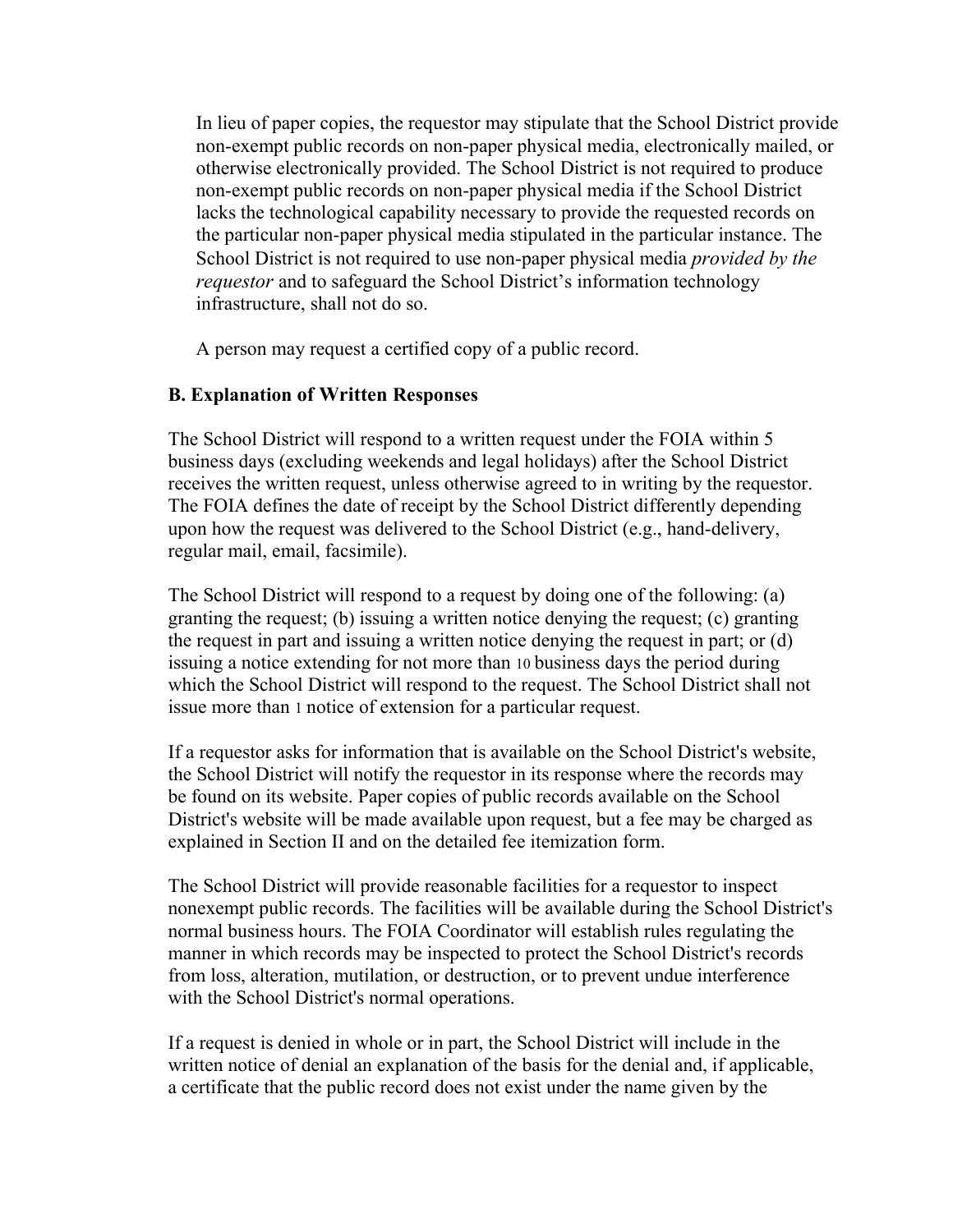In lieu of paper copies, the requestor may stipulate that the School District provide non-exempt public records on non-paper physical media, electronically mailed, or otherwise electronically provided. The School District is not required to produce non-exempt public records on non-paper physical media if the School District lacks the technological capability necessary to provide the requested records on the particular non-paper physical media stipulated in the particular instance. The School District is not required to use non-paper physical media *provided by the requestor* and to safeguard the School District's information technology infrastructure, shall not do so.

A person may request a certified copy of a public record.

**B. Explanation of Written Responses**

The School District will respond to a written request under the FOIA within 5 business days (excluding weekends and legal holidays) after the School District receives the written request, unless otherwise agreed to in writing by the requestor. The FOIA defines the date of receipt by the School District differently depending upon how the request was delivered to the School District (e.g., hand-delivery, regular mail, email, facsimile).

The School District will respond to a request by doing one of the following: (a) granting the request; (b) issuing a written notice denying the request; (c) granting the request in part and issuing a written notice denying the request in part; or (d) issuing a notice extending for not more than 10 business days the period during which the School District will respond to the request. The School District shall not issue more than 1 notice of extension for a particular request.

If a requestor asks for information that is available on the School District's website, the School District will notify the requestor in its response where the records may be found on its website. Paper copies of public records available on the School District's website will be made available upon request, but a fee may be charged as explained in Section II and on the detailed fee itemization form.

The School District will provide reasonable facilities for a requestor to inspect nonexempt public records. The facilities will be available during the School District's normal business hours. The FOIA Coordinator will establish rules regulating the manner in which records may be inspected to protect the School District's records from loss, alteration, mutilation, or destruction, or to prevent undue interference with the School District's normal operations.

If a request is denied in whole or in part, the School District will include in the written notice of denial an explanation of the basis for the denial and, if applicable, a certificate that the public record does not exist under the name given by the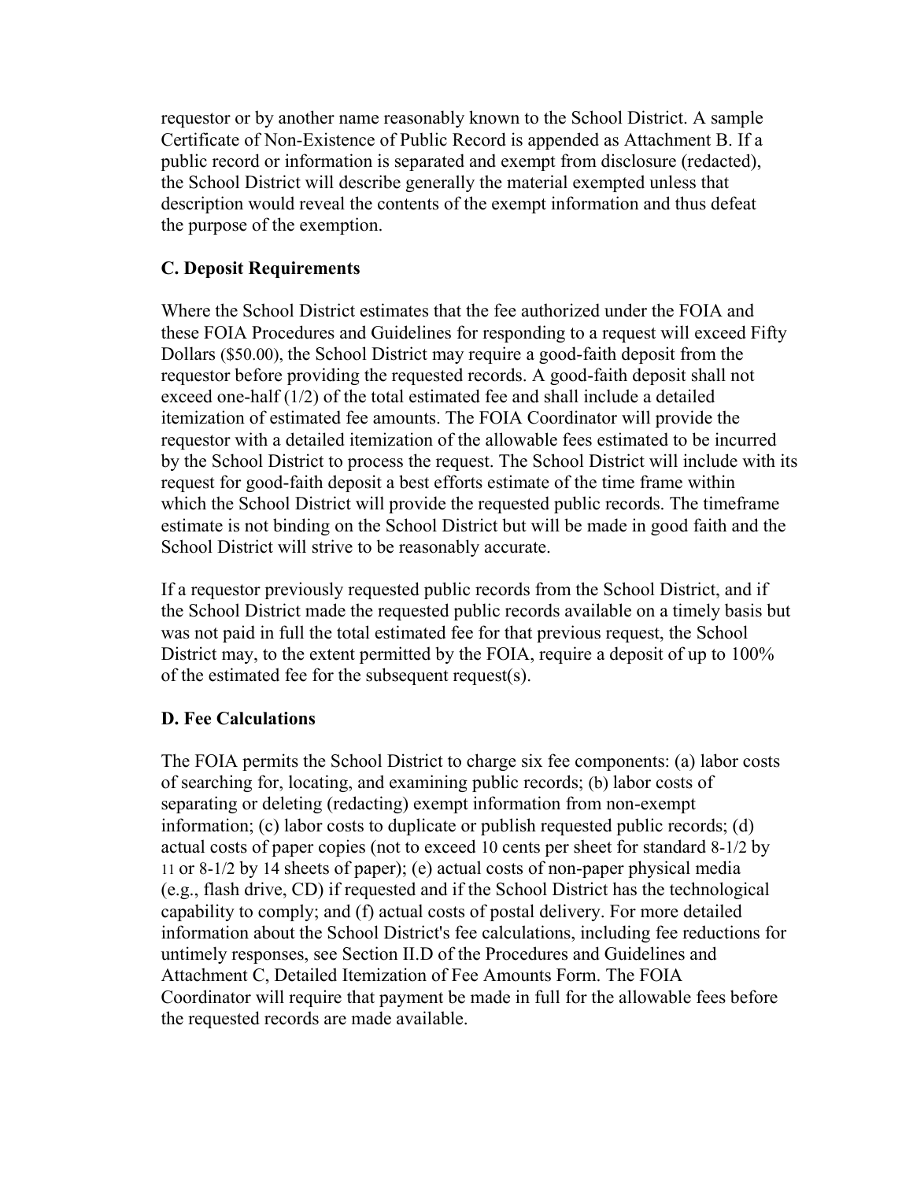requestor or by another name reasonably known to the School District. A sample Certificate of Non-Existence of Public Record is appended as Attachment B. If a public record or information is separated and exempt from disclosure (redacted), the School District will describe generally the material exempted unless that description would reveal the contents of the exempt information and thus defeat the purpose of the exemption.

### C. Deposit Requirements

Where the School District estimates that the fee authorized under the FOIA and these FOIA Procedures and Guidelines for responding to a request will exceed Fifty Dollars ($50.00), the School District may require a good-faith deposit from the requestor before providing the requested records. A good-faith deposit shall not exceed one-half (1/2) of the total estimated fee and shall include a detailed itemization of estimated fee amounts. The FOIA Coordinator will provide the requestor with a detailed itemization of the allowable fees estimated to be incurred by the School District to process the request. The School District will include with its request for good-faith deposit a best efforts estimate of the time frame within which the School District will provide the requested public records. The timeframe estimate is not binding on the School District but will be made in good faith and the School District will strive to be reasonably accurate.

If a requestor previously requested public records from the School District, and if the School District made the requested public records available on a timely basis but was not paid in full the total estimated fee for that previous request, the School District may, to the extent permitted by the FOIA, require a deposit of up to 100% of the estimated fee for the subsequent request(s).

### D. Fee Calculations

The FOIA permits the School District to charge six fee components: (a) labor costs of searching for, locating, and examining public records; (b) labor costs of separating or deleting (redacting) exempt information from non-exempt information; (c) labor costs to duplicate or publish requested public records; (d) actual costs of paper copies (not to exceed 10 cents per sheet for standard 8-1/2 by 11 or 8-1/2 by 14 sheets of paper); (e) actual costs of non-paper physical media (e.g., flash drive, CD) if requested and if the School District has the technological capability to comply; and (f) actual costs of postal delivery. For more detailed information about the School District's fee calculations, including fee reductions for untimely responses, see Section II.D of the Procedures and Guidelines and Attachment C, Detailed Itemization of Fee Amounts Form. The FOIA Coordinator will require that payment be made in full for the allowable fees before the requested records are made available.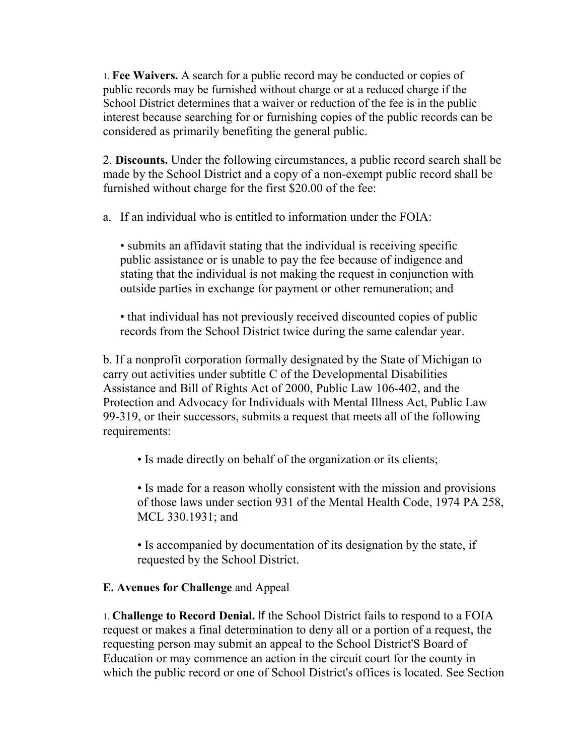1. **Fee Waivers.** A search for a public record may be conducted or copies of public records may be furnished without charge or at a reduced charge if the School District determines that a waiver or reduction of the fee is in the public interest because searching for or furnishing copies of the public records can be considered as primarily benefiting the general public.

2. **Discounts.** Under the following circumstances, a public record search shall be made by the School District and a copy of a non-exempt public record shall be furnished without charge for the first $20.00 of the fee:

a. If an individual who is entitled to information under the FOIA:

- submits an affidavit stating that the individual is receiving specific public assistance or is unable to pay the fee because of indigence and stating that the individual is not making the request in conjunction with outside parties in exchange for payment or other remuneration; and

- that individual has not previously received discounted copies of public records from the School District twice during the same calendar year.

b. If a nonprofit corporation formally designated by the State of Michigan to carry out activities under subtitle C of the Developmental Disabilities Assistance and Bill of Rights Act of 2000, Public Law 106-402, and the Protection and Advocacy for Individuals with Mental Illness Act, Public Law 99-319, or their successors, submits a request that meets all of the following requirements:

- Is made directly on behalf of the organization or its clients;

- Is made for a reason wholly consistent with the mission and provisions of those laws under section 931 of the Mental Health Code, 1974 PA 258, MCL 330.1931; and

- Is accompanied by documentation of its designation by the state, if requested by the School District.

**E. Avenues for Challenge** and Appeal

1. **Challenge to Record Denial.** If the School District fails to respond to a FOIA request or makes a final determination to deny all or a portion of a request, the requesting person may submit an appeal to the School District'S Board of Education or may commence an action in the circuit court for the county in which the public record or one of School District's offices is located. See Section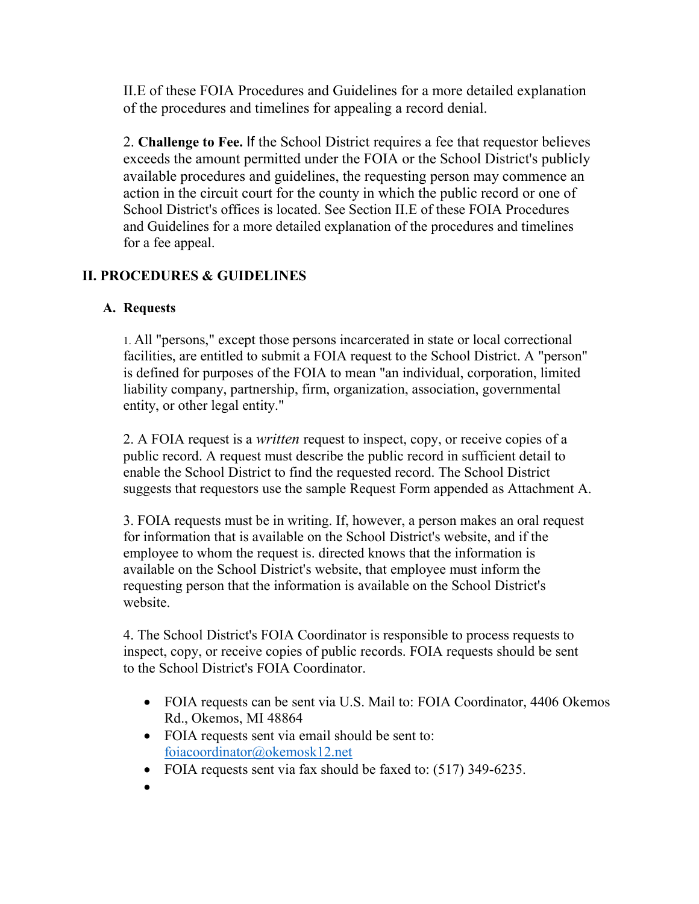II.E of these FOIA Procedures and Guidelines for a more detailed explanation of the procedures and timelines for appealing a record denial.

2. **Challenge to Fee.** If the School District requires a fee that requestor believes exceeds the amount permitted under the FOIA or the School District's publicly available procedures and guidelines, the requesting person may commence an action in the circuit court for the county in which the public record or one of School District's offices is located. See Section II.E of these FOIA Procedures and Guidelines for a more detailed explanation of the procedures and timelines for a fee appeal.

## II. PROCEDURES & GUIDELINES

### A. Requests

1. All "persons," except those persons incarcerated in state or local correctional facilities, are entitled to submit a FOIA request to the School District. A "person" is defined for purposes of the FOIA to mean "an individual, corporation, limited liability company, partnership, firm, organization, association, governmental entity, or other legal entity."

2. A FOIA request is a *written* request to inspect, copy, or receive copies of a public record. A request must describe the public record in sufficient detail to enable the School District to find the requested record. The School District suggests that requestors use the sample Request Form appended as Attachment A.

3. FOIA requests must be in writing. If, however, a person makes an oral request for information that is available on the School District's website, and if the employee to whom the request is. directed knows that the information is available on the School District's website, that employee must inform the requesting person that the information is available on the School District's website.

4. The School District's FOIA Coordinator is responsible to process requests to inspect, copy, or receive copies of public records. FOIA requests should be sent to the School District's FOIA Coordinator.

- FOIA requests can be sent via U.S. Mail to: FOIA Coordinator, 4406 Okemos Rd., Okemos, MI 48864
- FOIA requests sent via email should be sent to: foiacoordinator@okemosk12.net
- FOIA requests sent via fax should be faxed to: (517) 349-6235.
-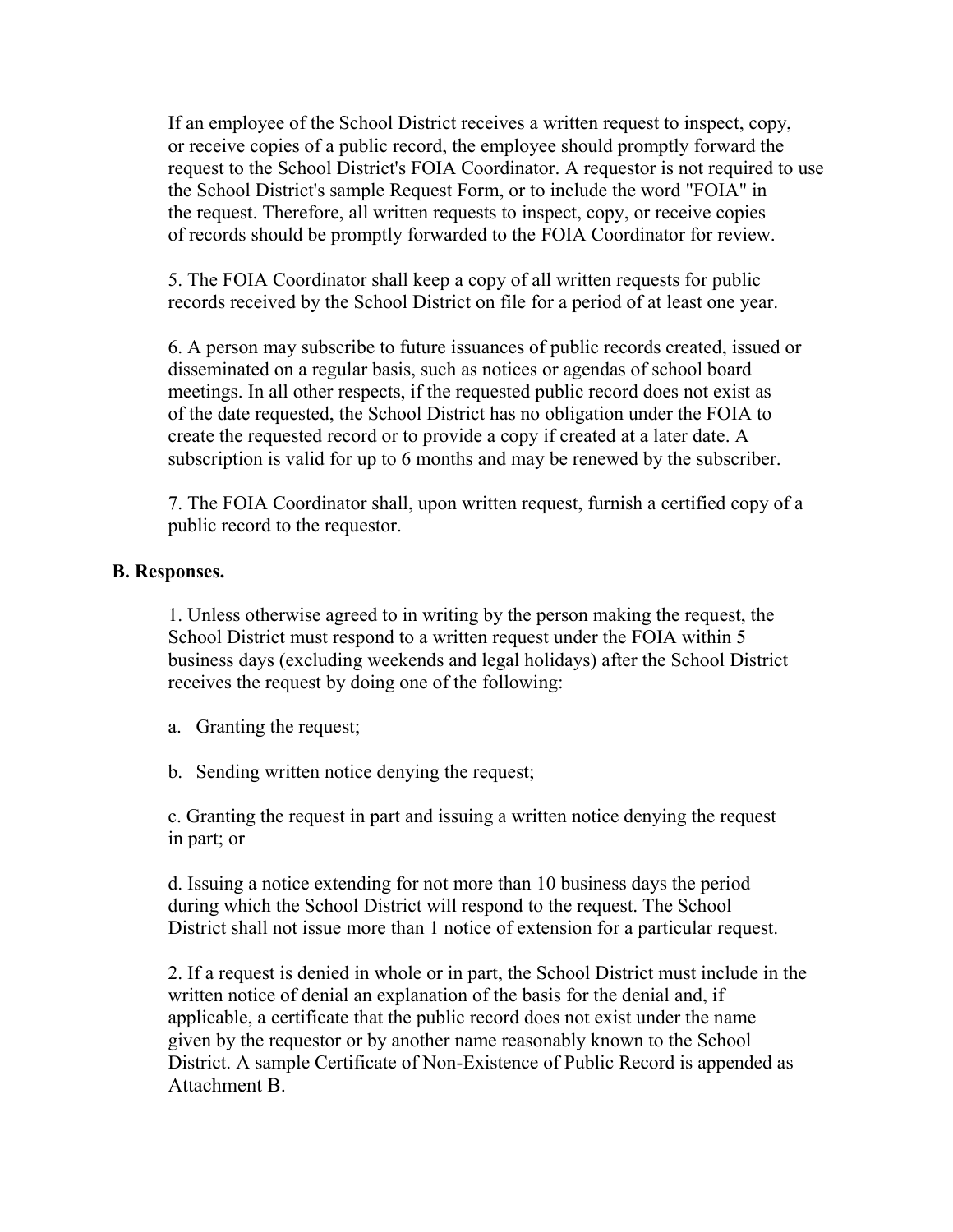If an employee of the School District receives a written request to inspect, copy, or receive copies of a public record, the employee should promptly forward the request to the School District's FOIA Coordinator. A requestor is not required to use the School District's sample Request Form, or to include the word "FOIA" in the request. Therefore, all written requests to inspect, copy, or receive copies of records should be promptly forwarded to the FOIA Coordinator for review.

5. The FOIA Coordinator shall keep a copy of all written requests for public records received by the School District on file for a period of at least one year.

6. A person may subscribe to future issuances of public records created, issued or disseminated on a regular basis, such as notices or agendas of school board meetings. In all other respects, if the requested public record does not exist as of the date requested, the School District has no obligation under the FOIA to create the requested record or to provide a copy if created at a later date. A subscription is valid for up to 6 months and may be renewed by the subscriber.

7. The FOIA Coordinator shall, upon written request, furnish a certified copy of a public record to the requestor.

**B. Responses.**

1. Unless otherwise agreed to in writing by the person making the request, the School District must respond to a written request under the FOIA within 5 business days (excluding weekends and legal holidays) after the School District receives the request by doing one of the following:

a. Granting the request;

b. Sending written notice denying the request;

c. Granting the request in part and issuing a written notice denying the request in part; or

d. Issuing a notice extending for not more than 10 business days the period during which the School District will respond to the request. The School District shall not issue more than 1 notice of extension for a particular request.

2. If a request is denied in whole or in part, the School District must include in the written notice of denial an explanation of the basis for the denial and, if applicable, a certificate that the public record does not exist under the name given by the requestor or by another name reasonably known to the School District. A sample Certificate of Non-Existence of Public Record is appended as Attachment B.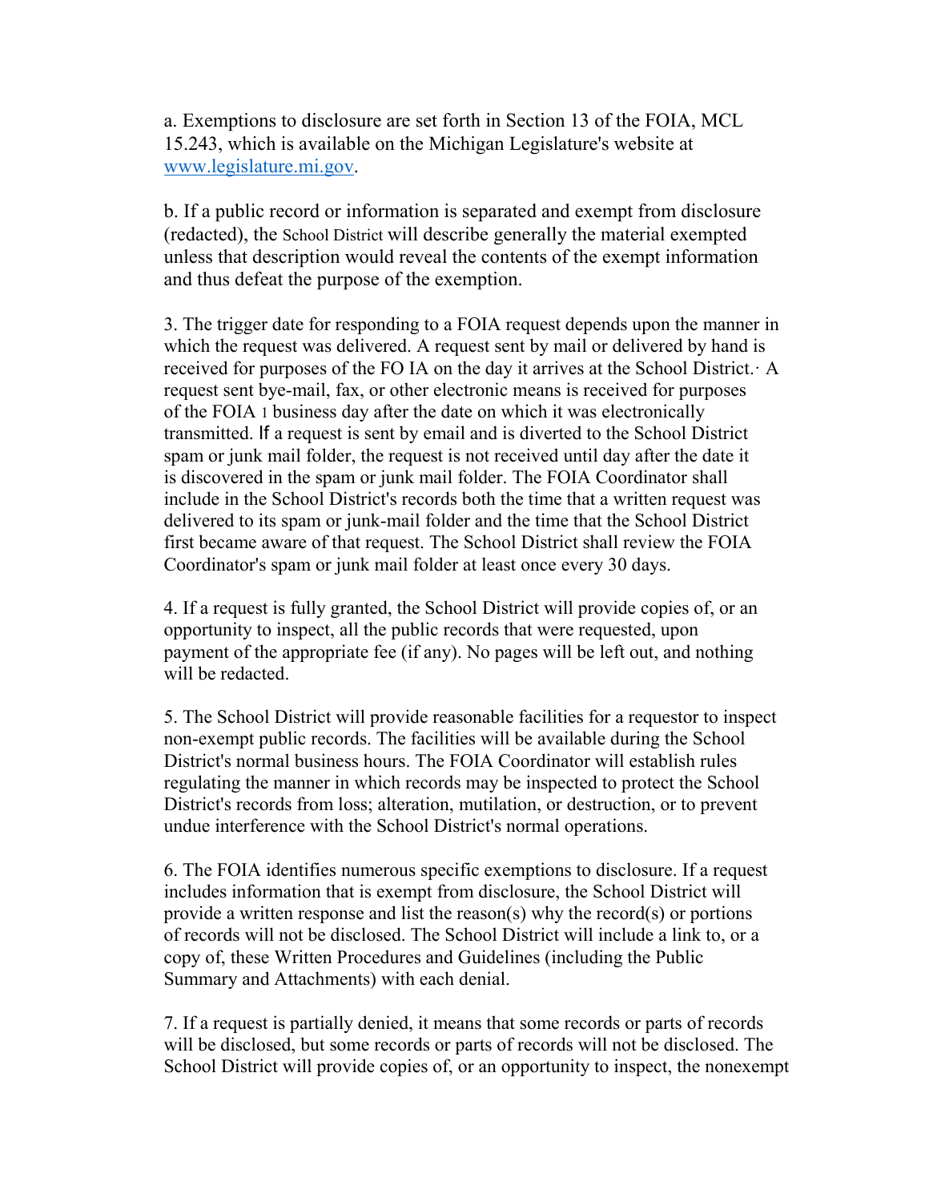a. Exemptions to disclosure are set forth in Section 13 of the FOIA, MCL 15.243, which is available on the Michigan Legislature's website at [www.legislature.mi.gov](www.legislature.mi.gov).

b. If a public record or information is separated and exempt from disclosure (redacted), the School District will describe generally the material exempted unless that description would reveal the contents of the exempt information and thus defeat the purpose of the exemption.

3. The trigger date for responding to a FOIA request depends upon the manner in which the request was delivered. A request sent by mail or delivered by hand is received for purposes of the FO IA on the day it arrives at the School District.· A request sent bye-mail, fax, or other electronic means is received for purposes of the FOIA 1 business day after the date on which it was electronically transmitted. If a request is sent by email and is diverted to the School District spam or junk mail folder, the request is not received until day after the date it is discovered in the spam or junk mail folder. The FOIA Coordinator shall include in the School District's records both the time that a written request was delivered to its spam or junk-mail folder and the time that the School District first became aware of that request. The School District shall review the FOIA Coordinator's spam or junk mail folder at least once every 30 days.

4. If a request is fully granted, the School District will provide copies of, or an opportunity to inspect, all the public records that were requested, upon payment of the appropriate fee (if any). No pages will be left out, and nothing will be redacted.

5. The School District will provide reasonable facilities for a requestor to inspect non-exempt public records. The facilities will be available during the School District's normal business hours. The FOIA Coordinator will establish rules regulating the manner in which records may be inspected to protect the School District's records from loss; alteration, mutilation, or destruction, or to prevent undue interference with the School District's normal operations.

6. The FOIA identifies numerous specific exemptions to disclosure. If a request includes information that is exempt from disclosure, the School District will provide a written response and list the reason(s) why the record(s) or portions of records will not be disclosed. The School District will include a link to, or a copy of, these Written Procedures and Guidelines (including the Public Summary and Attachments) with each denial.

7. If a request is partially denied, it means that some records or parts of records will be disclosed, but some records or parts of records will not be disclosed. The School District will provide copies of, or an opportunity to inspect, the nonexempt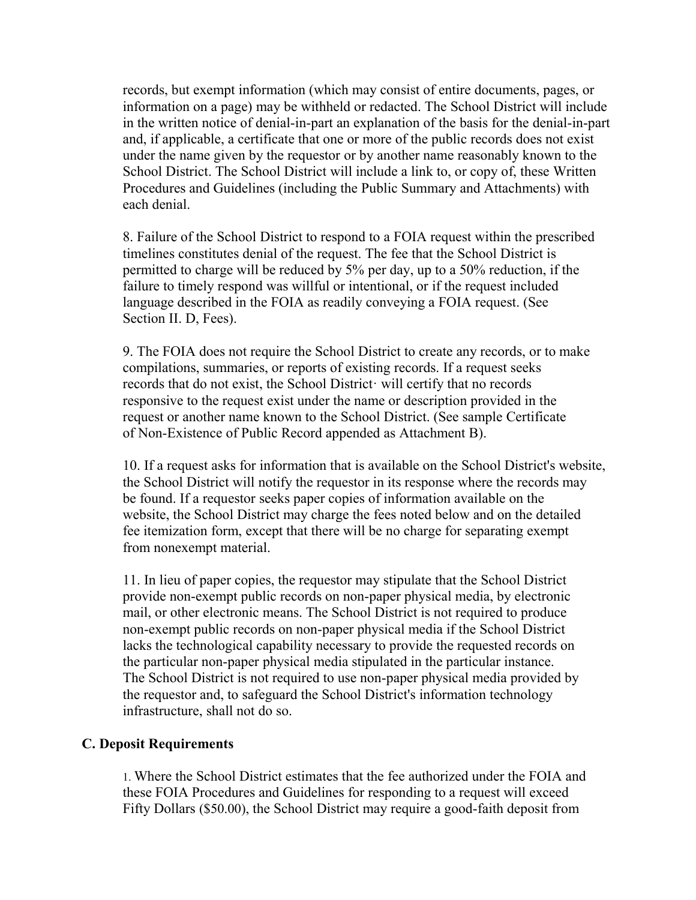records, but exempt information (which may consist of entire documents, pages, or information on a page) may be withheld or redacted. The School District will include in the written notice of denial-in-part an explanation of the basis for the denial-in-part and, if applicable, a certificate that one or more of the public records does not exist under the name given by the requestor or by another name reasonably known to the School District. The School District will include a link to, or copy of, these Written Procedures and Guidelines (including the Public Summary and Attachments) with each denial.

8. Failure of the School District to respond to a FOIA request within the prescribed timelines constitutes denial of the request. The fee that the School District is permitted to charge will be reduced by 5% per day, up to a 50% reduction, if the failure to timely respond was willful or intentional, or if the request included language described in the FOIA as readily conveying a FOIA request. (See Section II. D, Fees).

9. The FOIA does not require the School District to create any records, or to make compilations, summaries, or reports of existing records. If a request seeks records that do not exist, the School District· will certify that no records responsive to the request exist under the name or description provided in the request or another name known to the School District. (See sample Certificate of Non-Existence of Public Record appended as Attachment B).

10. If a request asks for information that is available on the School District's website, the School District will notify the requestor in its response where the records may be found. If a requestor seeks paper copies of information available on the website, the School District may charge the fees noted below and on the detailed fee itemization form, except that there will be no charge for separating exempt from nonexempt material.

11. In lieu of paper copies, the requestor may stipulate that the School District provide non-exempt public records on non-paper physical media, by electronic mail, or other electronic means. The School District is not required to produce non-exempt public records on non-paper physical media if the School District lacks the technological capability necessary to provide the requested records on the particular non-paper physical media stipulated in the particular instance. The School District is not required to use non-paper physical media provided by the requestor and, to safeguard the School District's information technology infrastructure, shall not do so.

### C. Deposit Requirements

1. Where the School District estimates that the fee authorized under the FOIA and these FOIA Procedures and Guidelines for responding to a request will exceed Fifty Dollars ($50.00), the School District may require a good-faith deposit from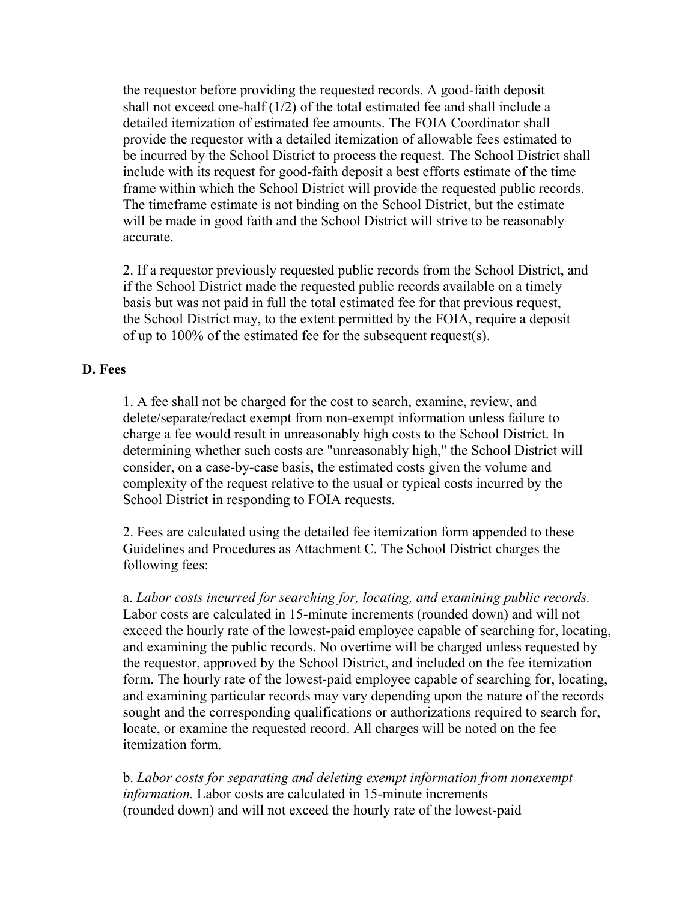the requestor before providing the requested records. A good-faith deposit shall not exceed one-half (1/2) of the total estimated fee and shall include a detailed itemization of estimated fee amounts. The FOIA Coordinator shall provide the requestor with a detailed itemization of allowable fees estimated to be incurred by the School District to process the request. The School District shall include with its request for good-faith deposit a best efforts estimate of the time frame within which the School District will provide the requested public records. The timeframe estimate is not binding on the School District, but the estimate will be made in good faith and the School District will strive to be reasonably accurate.

2. If a requestor previously requested public records from the School District, and if the School District made the requested public records available on a timely basis but was not paid in full the total estimated fee for that previous request, the School District may, to the extent permitted by the FOIA, require a deposit of up to 100% of the estimated fee for the subsequent request(s).

**D. Fees**

1. A fee shall not be charged for the cost to search, examine, review, and delete/separate/redact exempt from non-exempt information unless failure to charge a fee would result in unreasonably high costs to the School District. In determining whether such costs are "unreasonably high," the School District will consider, on a case-by-case basis, the estimated costs given the volume and complexity of the request relative to the usual or typical costs incurred by the School District in responding to FOIA requests.

2. Fees are calculated using the detailed fee itemization form appended to these Guidelines and Procedures as Attachment C. The School District charges the following fees:

a. *Labor costs incurred for searching for, locating, and examining public records.* Labor costs are calculated in 15-minute increments (rounded down) and will not exceed the hourly rate of the lowest-paid employee capable of searching for, locating, and examining the public records. No overtime will be charged unless requested by the requestor, approved by the School District, and included on the fee itemization form. The hourly rate of the lowest-paid employee capable of searching for, locating, and examining particular records may vary depending upon the nature of the records sought and the corresponding qualifications or authorizations required to search for, locate, or examine the requested record. All charges will be noted on the fee itemization form.

b. *Labor costs for separating and deleting exempt information from nonexempt information.* Labor costs are calculated in 15-minute increments (rounded down) and will not exceed the hourly rate of the lowest-paid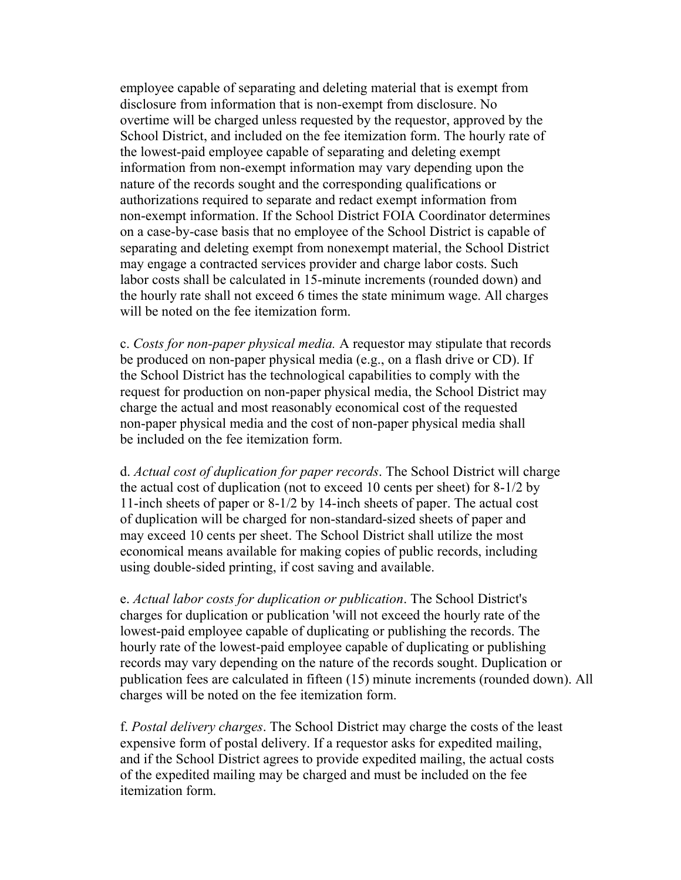employee capable of separating and deleting material that is exempt from disclosure from information that is non-exempt from disclosure. No overtime will be charged unless requested by the requestor, approved by the School District, and included on the fee itemization form. The hourly rate of the lowest-paid employee capable of separating and deleting exempt information from non-exempt information may vary depending upon the nature of the records sought and the corresponding qualifications or authorizations required to separate and redact exempt information from non-exempt information. If the School District FOIA Coordinator determines on a case-by-case basis that no employee of the School District is capable of separating and deleting exempt from nonexempt material, the School District may engage a contracted services provider and charge labor costs. Such labor costs shall be calculated in 15-minute increments (rounded down) and the hourly rate shall not exceed 6 times the state minimum wage. All charges will be noted on the fee itemization form.

c. *Costs for non-paper physical media.* A requestor may stipulate that records be produced on non-paper physical media (e.g., on a flash drive or CD). If the School District has the technological capabilities to comply with the request for production on non-paper physical media, the School District may charge the actual and most reasonably economical cost of the requested non-paper physical media and the cost of non-paper physical media shall be included on the fee itemization form.

d. *Actual cost of duplication for paper records*. The School District will charge the actual cost of duplication (not to exceed 10 cents per sheet) for 8-1/2 by 11-inch sheets of paper or 8-1/2 by 14-inch sheets of paper. The actual cost of duplication will be charged for non-standard-sized sheets of paper and may exceed 10 cents per sheet. The School District shall utilize the most economical means available for making copies of public records, including using double-sided printing, if cost saving and available.

e. *Actual labor costs for duplication or publication*. The School District's charges for duplication or publication 'will not exceed the hourly rate of the lowest-paid employee capable of duplicating or publishing the records. The hourly rate of the lowest-paid employee capable of duplicating or publishing records may vary depending on the nature of the records sought. Duplication or publication fees are calculated in fifteen (15) minute increments (rounded down). All charges will be noted on the fee itemization form.

f. *Postal delivery charges*. The School District may charge the costs of the least expensive form of postal delivery. If a requestor asks for expedited mailing, and if the School District agrees to provide expedited mailing, the actual costs of the expedited mailing may be charged and must be included on the fee itemization form.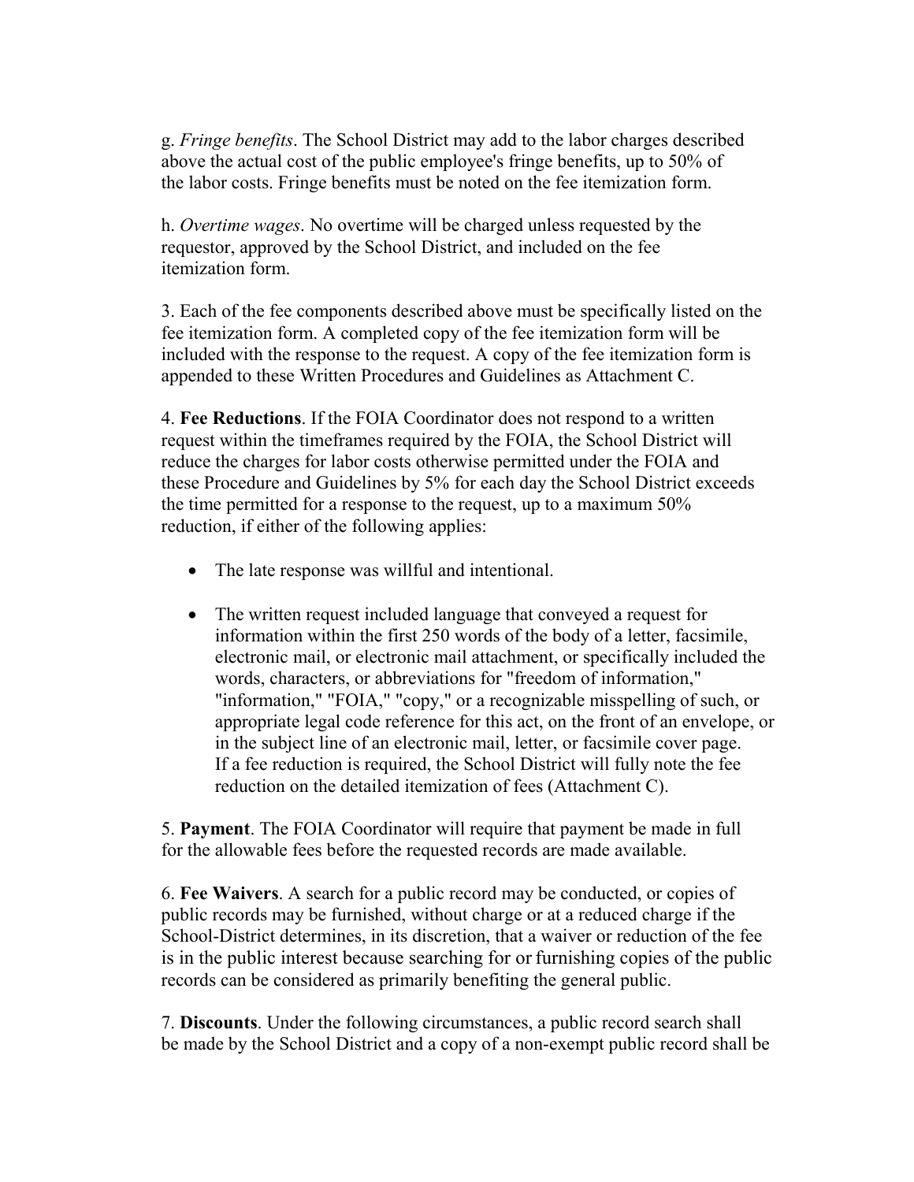g. *Fringe benefits*. The School District may add to the labor charges described above the actual cost of the public employee's fringe benefits, up to 50% of the labor costs. Fringe benefits must be noted on the fee itemization form.

h. *Overtime wages*. No overtime will be charged unless requested by the requestor, approved by the School District, and included on the fee itemization form.

3. Each of the fee components described above must be specifically listed on the fee itemization form. A completed copy of the fee itemization form will be included with the response to the request. A copy of the fee itemization form is appended to these Written Procedures and Guidelines as Attachment C.

4. **Fee Reductions**. If the FOIA Coordinator does not respond to a written request within the timeframes required by the FOIA, the School District will reduce the charges for labor costs otherwise permitted under the FOIA and these Procedure and Guidelines by 5% for each day the School District exceeds the time permitted for a response to the request, up to a maximum 50% reduction, if either of the following applies:

- The late response was willful and intentional.
- The written request included language that conveyed a request for information within the first 250 words of the body of a letter, facsimile, electronic mail, or electronic mail attachment, or specifically included the words, characters, or abbreviations for "freedom of information," "information," "FOIA," "copy," or a recognizable misspelling of such, or appropriate legal code reference for this act, on the front of an envelope, or in the subject line of an electronic mail, letter, or facsimile cover page. If a fee reduction is required, the School District will fully note the fee reduction on the detailed itemization of fees (Attachment C).

5. **Payment**. The FOIA Coordinator will require that payment be made in full for the allowable fees before the requested records are made available.

6. **Fee Waivers**. A search for a public record may be conducted, or copies of public records may be furnished, without charge or at a reduced charge if the School-District determines, in its discretion, that a waiver or reduction of the fee is in the public interest because searching for or furnishing copies of the public records can be considered as primarily benefiting the general public.

7. **Discounts**. Under the following circumstances, a public record search shall be made by the School District and a copy of a non-exempt public record shall be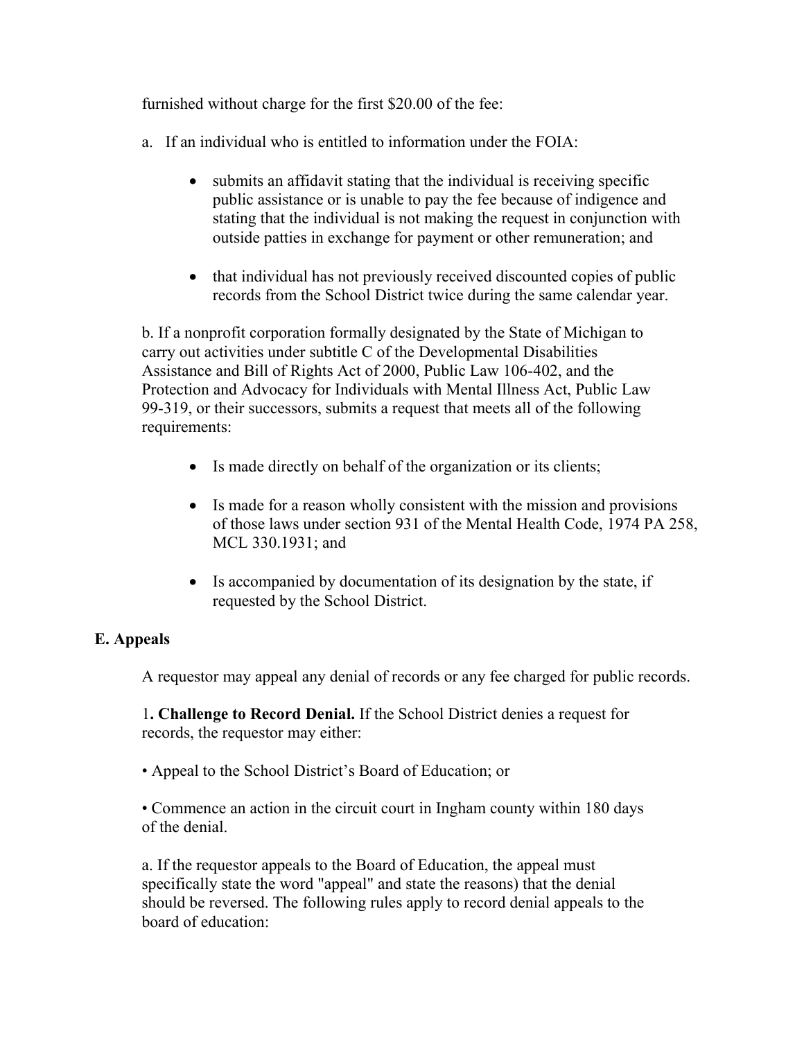furnished without charge for the first $20.00 of the fee:

a. If an individual who is entitled to information under the FOIA:

- submits an affidavit stating that the individual is receiving specific public assistance or is unable to pay the fee because of indigence and stating that the individual is not making the request in conjunction with outside patties in exchange for payment or other remuneration; and
- that individual has not previously received discounted copies of public records from the School District twice during the same calendar year.

b. If a nonprofit corporation formally designated by the State of Michigan to carry out activities under subtitle C of the Developmental Disabilities Assistance and Bill of Rights Act of 2000, Public Law 106-402, and the Protection and Advocacy for Individuals with Mental Illness Act, Public Law 99-319, or their successors, submits a request that meets all of the following requirements:

- Is made directly on behalf of the organization or its clients;
- Is made for a reason wholly consistent with the mission and provisions of those laws under section 931 of the Mental Health Code, 1974 PA 258, MCL 330.1931; and
- Is accompanied by documentation of its designation by the state, if requested by the School District.

**E. Appeals**

A requestor may appeal any denial of records or any fee charged for public records.

1**. Challenge to Record Denial.** If the School District denies a request for records, the requestor may either:

• Appeal to the School District's Board of Education; or

• Commence an action in the circuit court in Ingham county within 180 days of the denial.

a. If the requestor appeals to the Board of Education, the appeal must specifically state the word "appeal" and state the reasons) that the denial should be reversed. The following rules apply to record denial appeals to the board of education: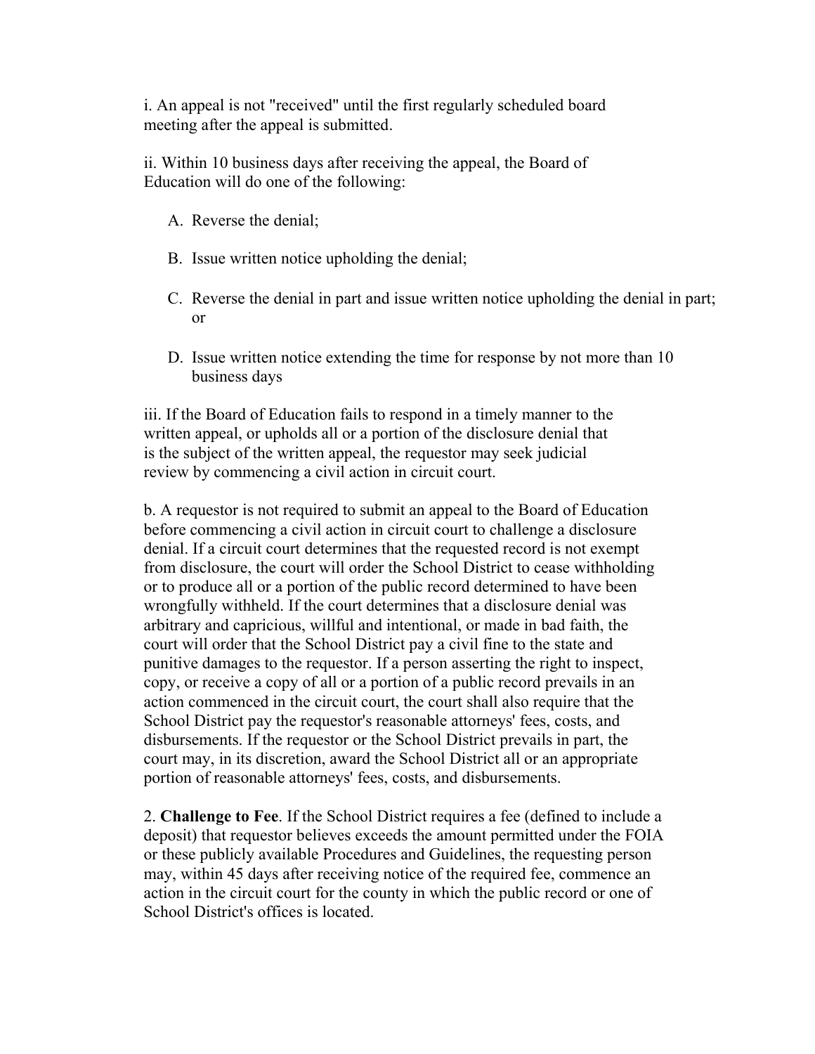i. An appeal is not "received" until the first regularly scheduled board meeting after the appeal is submitted.

ii. Within 10 business days after receiving the appeal, the Board of Education will do one of the following:

A. Reverse the denial;

B. Issue written notice upholding the denial;

C. Reverse the denial in part and issue written notice upholding the denial in part; or

D. Issue written notice extending the time for response by not more than 10 business days

iii. If the Board of Education fails to respond in a timely manner to the written appeal, or upholds all or a portion of the disclosure denial that is the subject of the written appeal, the requestor may seek judicial review by commencing a civil action in circuit court.

b. A requestor is not required to submit an appeal to the Board of Education before commencing a civil action in circuit court to challenge a disclosure denial. If a circuit court determines that the requested record is not exempt from disclosure, the court will order the School District to cease withholding or to produce all or a portion of the public record determined to have been wrongfully withheld. If the court determines that a disclosure denial was arbitrary and capricious, willful and intentional, or made in bad faith, the court will order that the School District pay a civil fine to the state and punitive damages to the requestor. If a person asserting the right to inspect, copy, or receive a copy of all or a portion of a public record prevails in an action commenced in the circuit court, the court shall also require that the School District pay the requestor's reasonable attorneys' fees, costs, and disbursements. If the requestor or the School District prevails in part, the court may, in its discretion, award the School District all or an appropriate portion of reasonable attorneys' fees, costs, and disbursements.

2. **Challenge to Fee**. If the School District requires a fee (defined to include a deposit) that requestor believes exceeds the amount permitted under the FOIA or these publicly available Procedures and Guidelines, the requesting person may, within 45 days after receiving notice of the required fee, commence an action in the circuit court for the county in which the public record or one of School District's offices is located.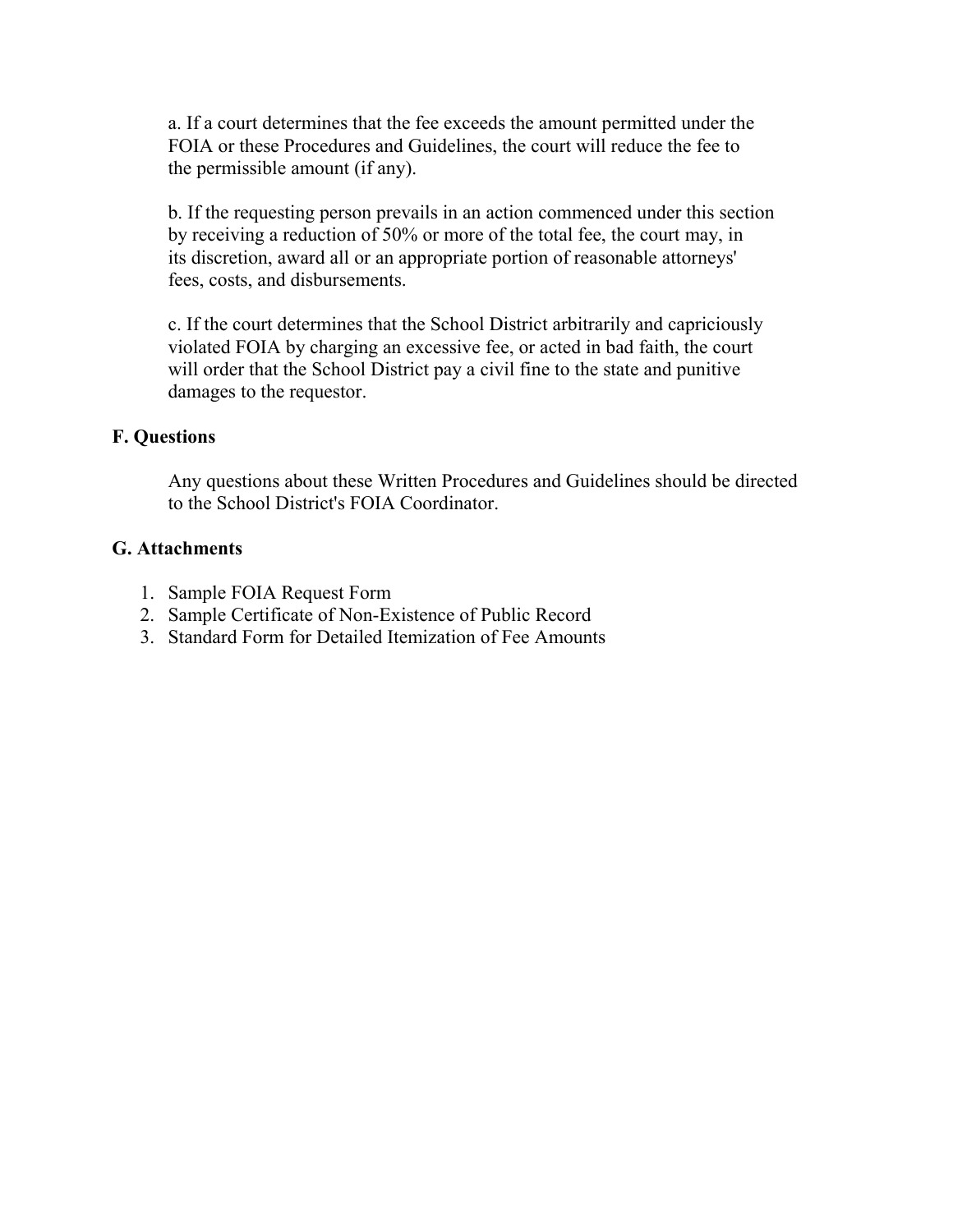a. If a court determines that the fee exceeds the amount permitted under the FOIA or these Procedures and Guidelines, the court will reduce the fee to the permissible amount (if any).

b. If the requesting person prevails in an action commenced under this section by receiving a reduction of 50% or more of the total fee, the court may, in its discretion, award all or an appropriate portion of reasonable attorneys' fees, costs, and disbursements.

c. If the court determines that the School District arbitrarily and capriciously violated FOIA by charging an excessive fee, or acted in bad faith, the court will order that the School District pay a civil fine to the state and punitive damages to the requestor.

## F. Questions

Any questions about these Written Procedures and Guidelines should be directed to the School District's FOIA Coordinator.

## G. Attachments

1. Sample FOIA Request Form
2. Sample Certificate of Non-Existence of Public Record
3. Standard Form for Detailed Itemization of Fee Amounts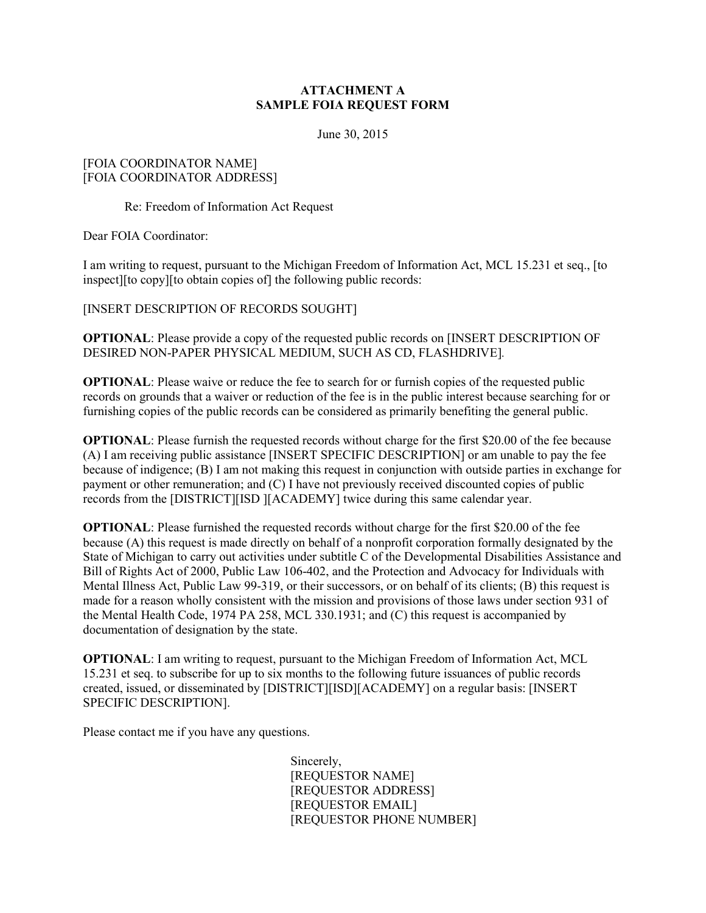**ATTACHMENT A**
**SAMPLE FOIA REQUEST FORM**

June 30, 2015

[FOIA COORDINATOR NAME]
[FOIA COORDINATOR ADDRESS]

Re: Freedom of Information Act Request

Dear FOIA Coordinator:

I am writing to request, pursuant to the Michigan Freedom of Information Act, MCL 15.231 et seq., [to inspect][to copy][to obtain copies of] the following public records:

[INSERT DESCRIPTION OF RECORDS SOUGHT]

**OPTIONAL**: Please provide a copy of the requested public records on [INSERT DESCRIPTION OF DESIRED NON-PAPER PHYSICAL MEDIUM, SUCH AS CD, FLASHDRIVE].

**OPTIONAL**: Please waive or reduce the fee to search for or furnish copies of the requested public records on grounds that a waiver or reduction of the fee is in the public interest because searching for or furnishing copies of the public records can be considered as primarily benefiting the general public.

**OPTIONAL**: Please furnish the requested records without charge for the first $20.00 of the fee because (A) I am receiving public assistance [INSERT SPECIFIC DESCRIPTION] or am unable to pay the fee because of indigence; (B) I am not making this request in conjunction with outside parties in exchange for payment or other remuneration; and (C) I have not previously received discounted copies of public records from the [DISTRICT][ISD ][ACADEMY] twice during this same calendar year.

**OPTIONAL**: Please furnished the requested records without charge for the first $20.00 of the fee because (A) this request is made directly on behalf of a nonprofit corporation formally designated by the State of Michigan to carry out activities under subtitle C of the Developmental Disabilities Assistance and Bill of Rights Act of 2000, Public Law 106-402, and the Protection and Advocacy for Individuals with Mental Illness Act, Public Law 99-319, or their successors, or on behalf of its clients; (B) this request is made for a reason wholly consistent with the mission and provisions of those laws under section 931 of the Mental Health Code, 1974 PA 258, MCL 330.1931; and (C) this request is accompanied by documentation of designation by the state.

**OPTIONAL**: I am writing to request, pursuant to the Michigan Freedom of Information Act, MCL 15.231 et seq. to subscribe for up to six months to the following future issuances of public records created, issued, or disseminated by [DISTRICT][ISD][ACADEMY] on a regular basis: [INSERT SPECIFIC DESCRIPTION].

Please contact me if you have any questions.

Sincerely,
[REQUESTOR NAME]
[REQUESTOR ADDRESS]
[REQUESTOR EMAIL]
[REQUESTOR PHONE NUMBER]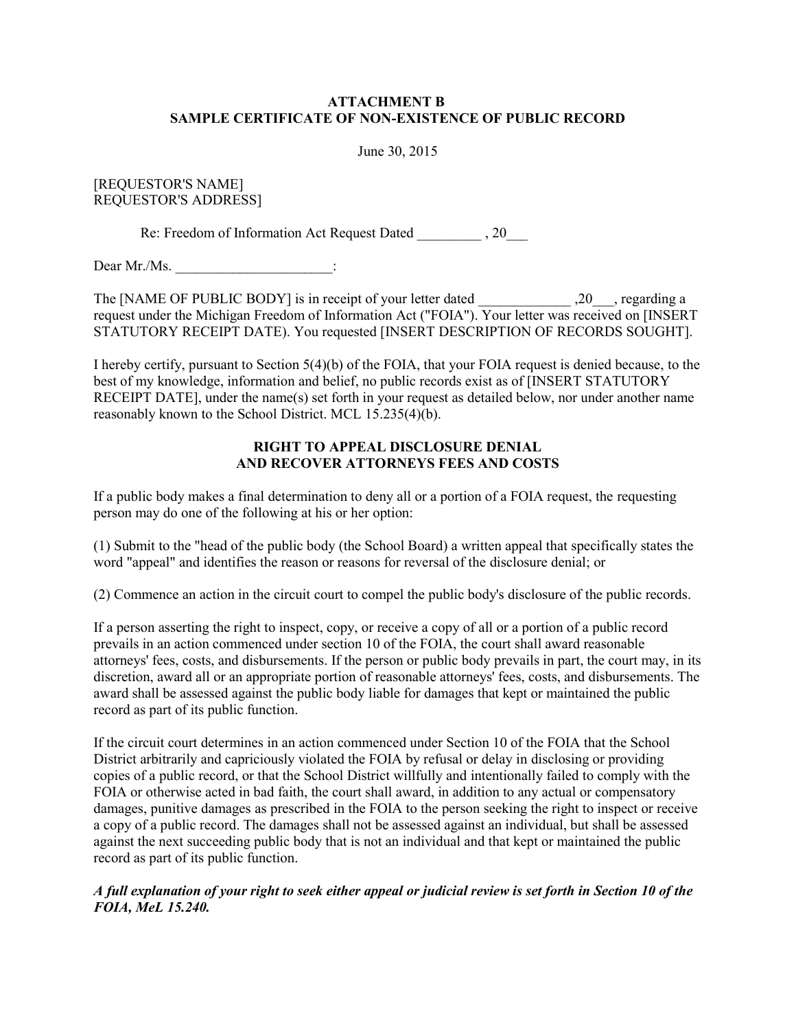**ATTACHMENT B**
**SAMPLE CERTIFICATE OF NON-EXISTENCE OF PUBLIC RECORD**

June 30, 2015

[REQUESTOR'S NAME]
REQUESTOR'S ADDRESS]

Re: Freedom of Information Act Request Dated _________ , 20___

Dear Mr./Ms. ______________________:

The [NAME OF PUBLIC BODY] is in receipt of your letter dated _____________ ,20___, regarding a request under the Michigan Freedom of Information Act ("FOIA"). Your letter was received on [INSERT STATUTORY RECEIPT DATE). You requested [INSERT DESCRIPTION OF RECORDS SOUGHT].

I hereby certify, pursuant to Section 5(4)(b) of the FOIA, that your FOIA request is denied because, to the best of my knowledge, information and belief, no public records exist as of [INSERT STATUTORY RECEIPT DATE], under the name(s) set forth in your request as detailed below, nor under another name reasonably known to the School District. MCL 15.235(4)(b).

**RIGHT TO APPEAL DISCLOSURE DENIAL**
**AND RECOVER ATTORNEYS FEES AND COSTS**

If a public body makes a final determination to deny all or a portion of a FOIA request, the requesting person may do one of the following at his or her option:

(1) Submit to the "head of the public body (the School Board) a written appeal that specifically states the word "appeal" and identifies the reason or reasons for reversal of the disclosure denial; or

(2) Commence an action in the circuit court to compel the public body's disclosure of the public records.

If a person asserting the right to inspect, copy, or receive a copy of all or a portion of a public record prevails in an action commenced under section 10 of the FOIA, the court shall award reasonable attorneys' fees, costs, and disbursements. If the person or public body prevails in part, the court may, in its discretion, award all or an appropriate portion of reasonable attorneys' fees, costs, and disbursements. The award shall be assessed against the public body liable for damages that kept or maintained the public record as part of its public function.

If the circuit court determines in an action commenced under Section 10 of the FOIA that the School District arbitrarily and capriciously violated the FOIA by refusal or delay in disclosing or providing copies of a public record, or that the School District willfully and intentionally failed to comply with the FOIA or otherwise acted in bad faith, the court shall award, in addition to any actual or compensatory damages, punitive damages as prescribed in the FOIA to the person seeking the right to inspect or receive a copy of a public record. The damages shall not be assessed against an individual, but shall be assessed against the next succeeding public body that is not an individual and that kept or maintained the public record as part of its public function.

***A full explanation of your right to seek either appeal or judicial review is set forth in Section 10 of the FOIA, MeL 15.240.***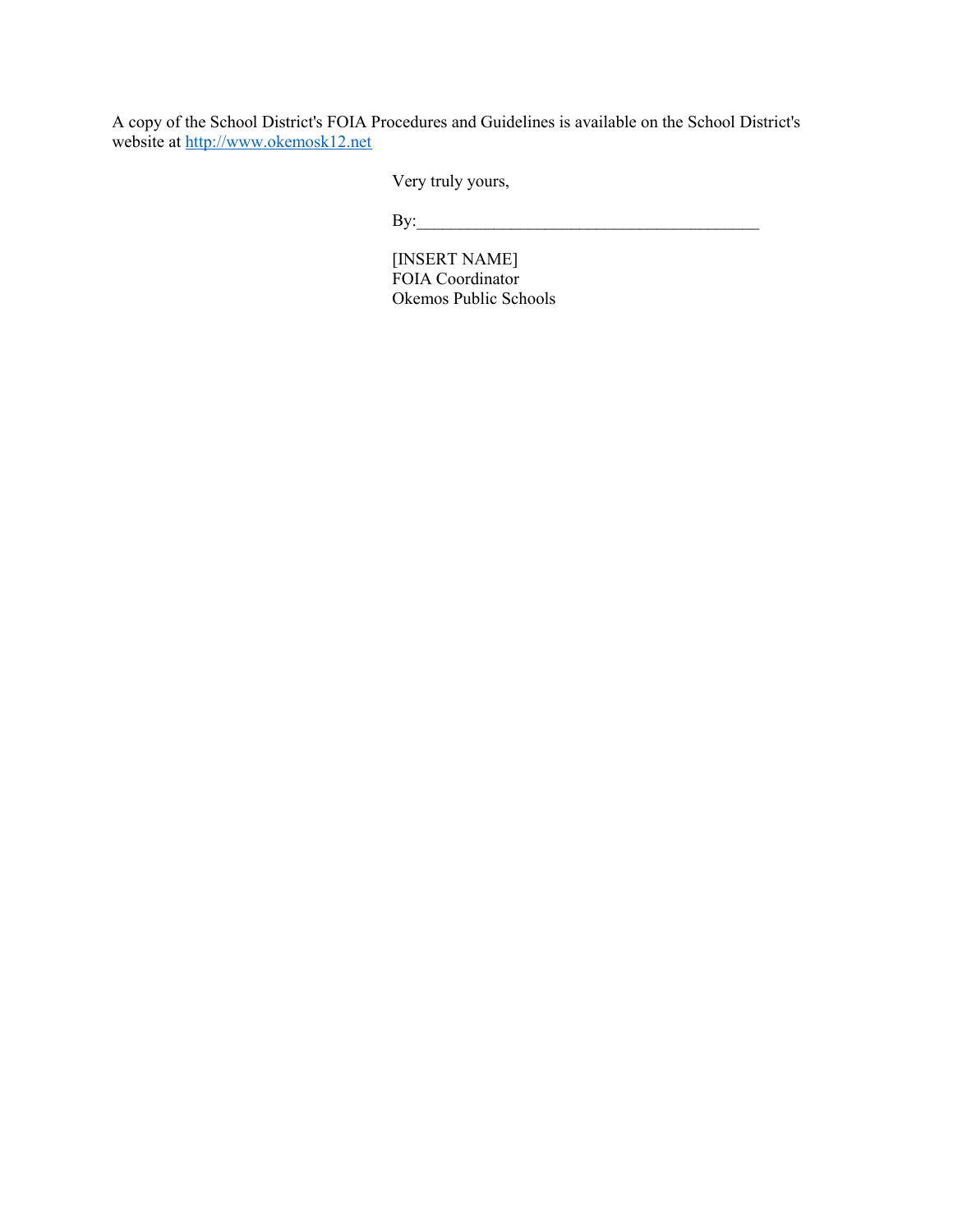A copy of the School District's FOIA Procedures and Guidelines is available on the School District's website at http://www.okemosk12.net

Very truly yours,

By:\_\_\_\_\_\_\_\_\_\_\_\_\_\_\_\_\_\_\_\_\_\_\_\_\_\_\_\_\_\_\_\_\_\_\_\_\_\_\_\_

[INSERT NAME]
FOIA Coordinator
Okemos Public Schools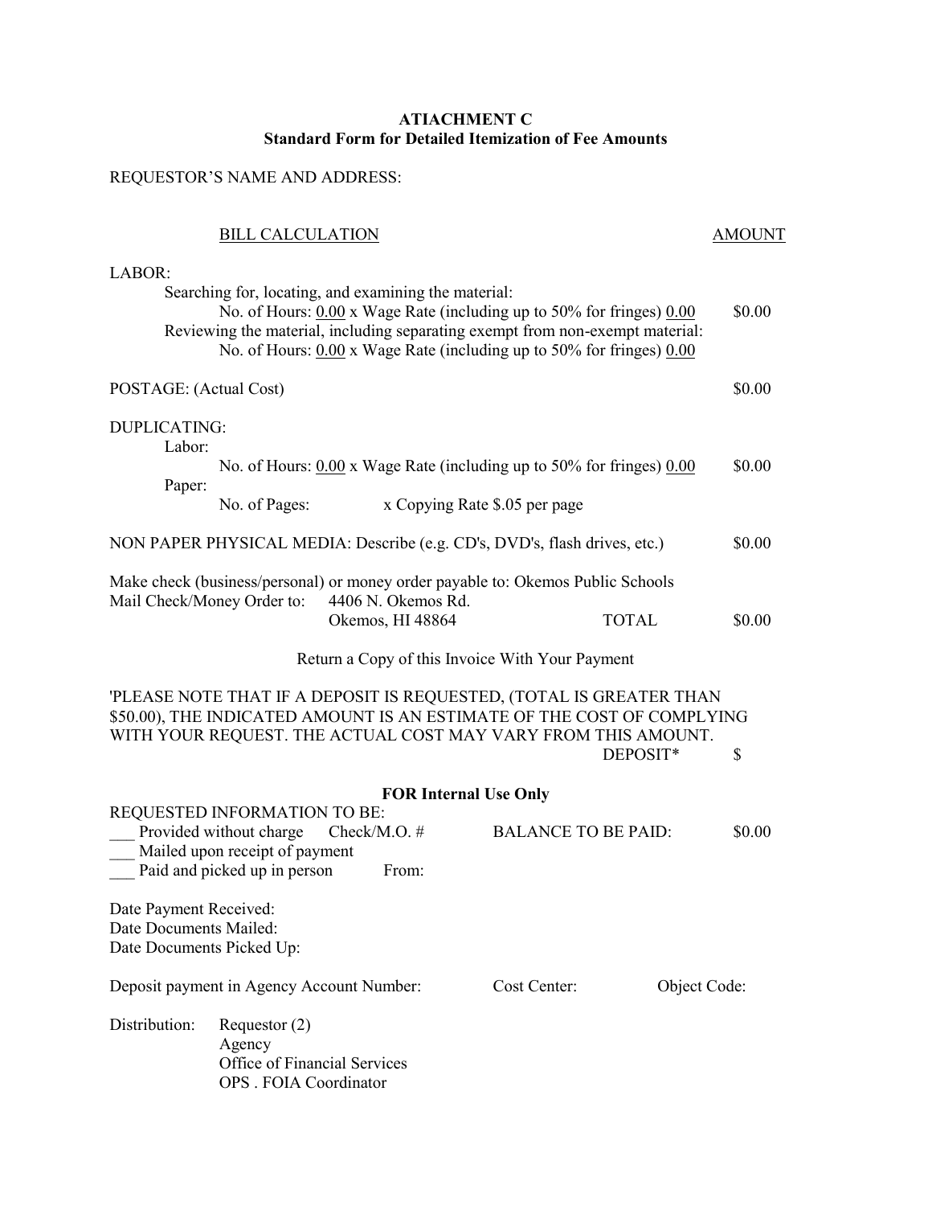**ATIACHMENT C**
**Standard Form for Detailed Itemization of Fee Amounts**

REQUESTOR'S NAME AND ADDRESS:

| BILL CALCULATION | AMOUNT |
|---|---|
| LABOR: | |
| Searching for, locating, and examining the material: | |
| No. of Hours: 0.00 x Wage Rate (including up to 50% for fringes) 0.00 | \$0.00 |
| Reviewing the material, including separating exempt from non-exempt material: | |
| No. of Hours: 0.00 x Wage Rate (including up to 50% for fringes) 0.00 | |
| POSTAGE: (Actual Cost) | \$0.00 |
| DUPLICATING: | |
| Labor: | |
| No. of Hours: 0.00 x Wage Rate (including up to 50% for fringes) 0.00 | \$0.00 |
| Paper: | |
| No. of Pages: x Copying Rate \$.05 per page | |
| NON PAPER PHYSICAL MEDIA: Describe (e.g. CD's, DVD's, flash drives, etc.) | \$0.00 |

Make check (business/personal) or money order payable to: Okemos Public Schools
Mail Check/Money Order to: 4406 N. Okemos Rd.
Okemos, HI 48864 TOTAL \$0.00

Return a Copy of this Invoice With Your Payment

'PLEASE NOTE THAT IF A DEPOSIT IS REQUESTED, (TOTAL IS GREATER THAN \$50.00), THE INDICATED AMOUNT IS AN ESTIMATE OF THE COST OF COMPLYING WITH YOUR REQUEST. THE ACTUAL COST MAY VARY FROM THIS AMOUNT.

DEPOSIT* \$

**FOR Internal Use Only**

REQUESTED INFORMATION TO BE:
___ Provided without charge Check/M.O. # BALANCE TO BE PAID: \$0.00
___ Mailed upon receipt of payment
___ Paid and picked up in person From:

Date Payment Received:
Date Documents Mailed:
Date Documents Picked Up:

Deposit payment in Agency Account Number: Cost Center: Object Code:

Distribution: Requestor (2)
Agency
Office of Financial Services
OPS . FOIA Coordinator